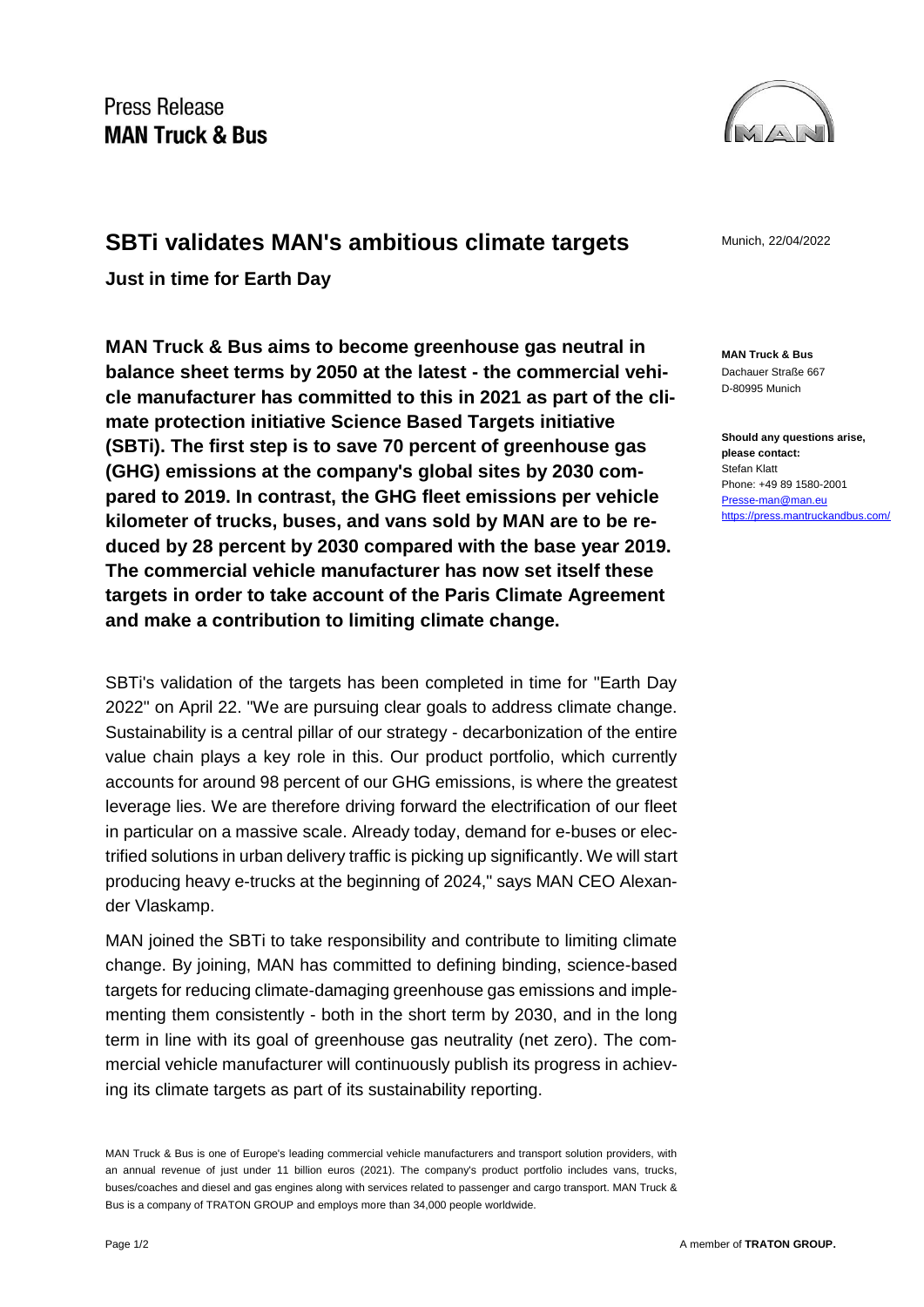Press Release
**MAN Truck & Bus**

# SBTi validates MAN's ambitious climate targets

Munich, 22/04/2022

**Just in time for Earth Day**

**MAN Truck & Bus aims to become greenhouse gas neutral in balance sheet terms by 2050 at the latest - the commercial vehicle manufacturer has committed to this in 2021 as part of the climate protection initiative Science Based Targets initiative (SBTi). The first step is to save 70 percent of greenhouse gas (GHG) emissions at the company's global sites by 2030 compared to 2019. In contrast, the GHG fleet emissions per vehicle kilometer of trucks, buses, and vans sold by MAN are to be reduced by 28 percent by 2030 compared with the base year 2019. The commercial vehicle manufacturer has now set itself these targets in order to take account of the Paris Climate Agreement and make a contribution to limiting climate change.**

SBTi's validation of the targets has been completed in time for "Earth Day 2022" on April 22. "We are pursuing clear goals to address climate change. Sustainability is a central pillar of our strategy - decarbonization of the entire value chain plays a key role in this. Our product portfolio, which currently accounts for around 98 percent of our GHG emissions, is where the greatest leverage lies. We are therefore driving forward the electrification of our fleet in particular on a massive scale. Already today, demand for e-buses or electrified solutions in urban delivery traffic is picking up significantly. We will start producing heavy e-trucks at the beginning of 2024," says MAN CEO Alexander Vlaskamp.

MAN joined the SBTi to take responsibility and contribute to limiting climate change. By joining, MAN has committed to defining binding, science-based targets for reducing climate-damaging greenhouse gas emissions and implementing them consistently - both in the short term by 2030, and in the long term in line with its goal of greenhouse gas neutrality (net zero). The commercial vehicle manufacturer will continuously publish its progress in achieving its climate targets as part of its sustainability reporting.

**MAN Truck & Bus**
Dachauer Straße 667
D-80995 Munich

**Should any questions arise, please contact:**
Stefan Klatt
Phone: +49 89 1580-2001
Presse-man@man.eu
https://press.mantruckandbus.com/

MAN Truck & Bus is one of Europe's leading commercial vehicle manufacturers and transport solution providers, with an annual revenue of just under 11 billion euros (2021). The company's product portfolio includes vans, trucks, buses/coaches and diesel and gas engines along with services related to passenger and cargo transport. MAN Truck & Bus is a company of TRATON GROUP and employs more than 34,000 people worldwide.

A member of **TRATON GROUP.**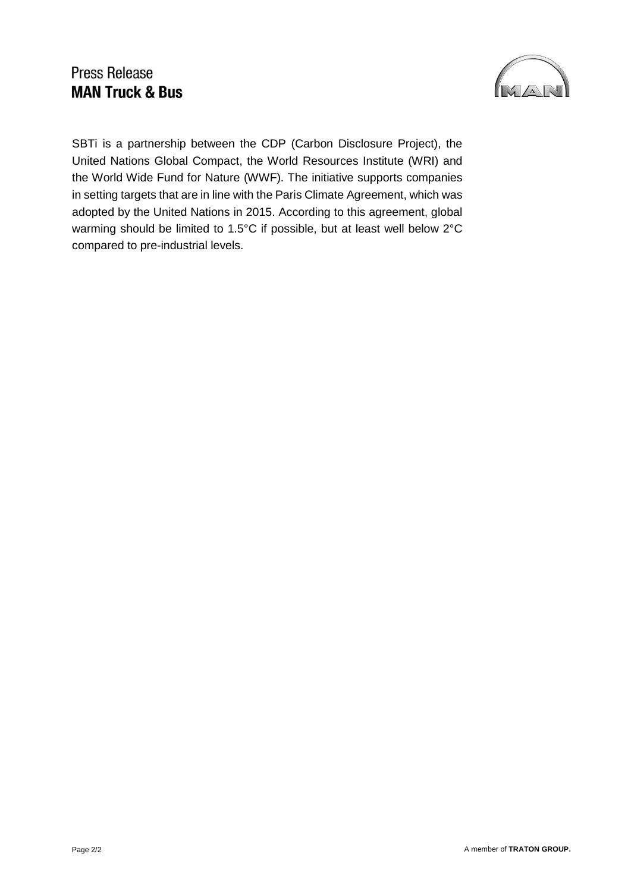SBTi is a partnership between the CDP (Carbon Disclosure Project), the United Nations Global Compact, the World Resources Institute (WRI) and the World Wide Fund for Nature (WWF). The initiative supports companies in setting targets that are in line with the Paris Climate Agreement, which was adopted by the United Nations in 2015. According to this agreement, global warming should be limited to 1.5°C if possible, but at least well below 2°C compared to pre-industrial levels.